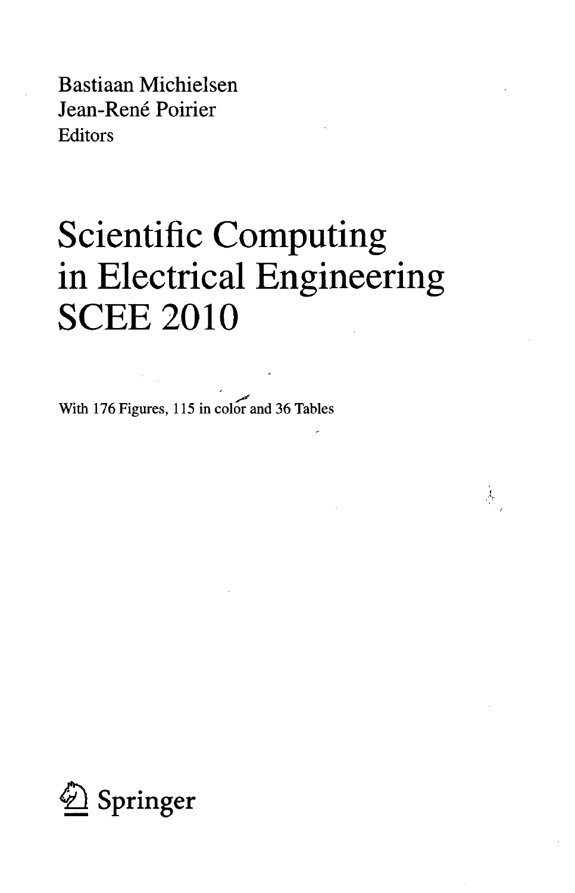Bastiaan Michielsen
Jean-René Poirier
Editors

# Scientific Computing in Electrical Engineering SCEE 2010

With 176 Figures, 115 in color and 36 Tables

Springer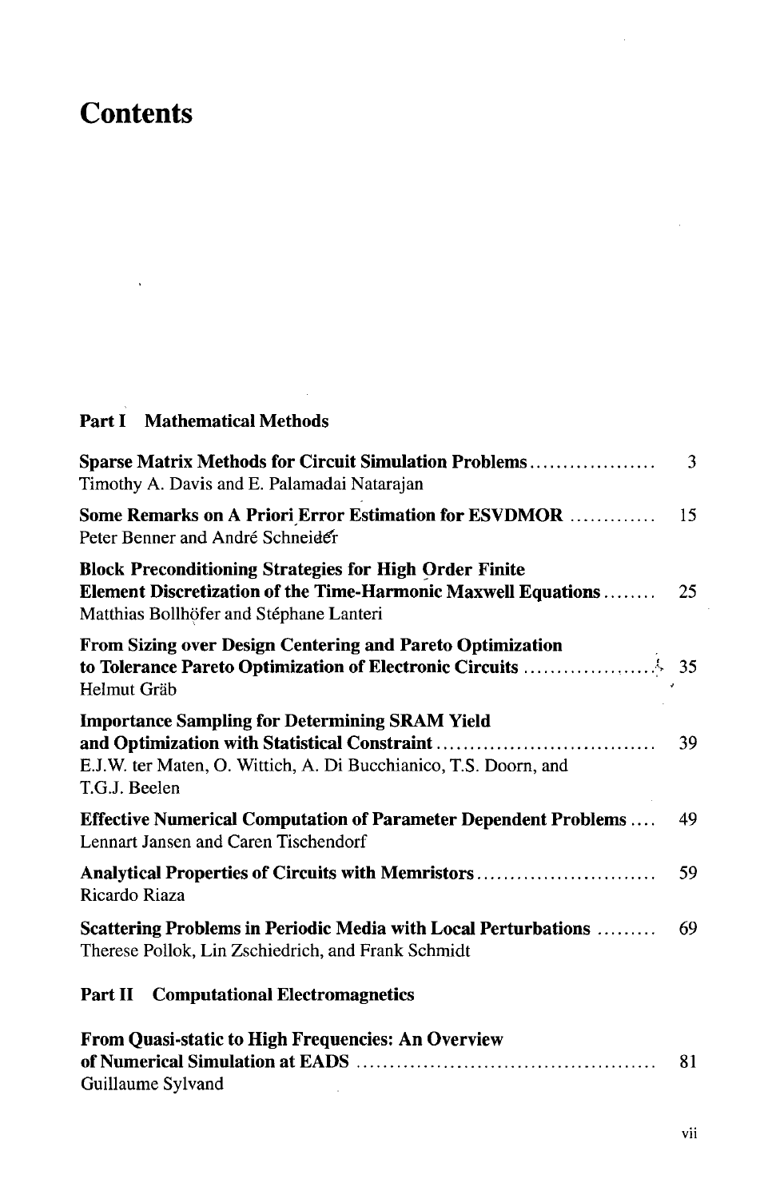# Contents

## Part I Mathematical Methods

**Sparse Matrix Methods for Circuit Simulation Problems** ................... 3
Timothy A. Davis and E. Palamadai Natarajan

**Some Remarks on A Priori Error Estimation for ESVDMOR** ............ 15
Peter Benner and André Schneider

**Block Preconditioning Strategies for High Order Finite Element Discretization of the Time-Harmonic Maxwell Equations** ........ 25
Matthias Bollhöfer and Stéphane Lanteri

**From Sizing over Design Centering and Pareto Optimization to Tolerance Pareto Optimization of Electronic Circuits** .................... 35
Helmut Gräb

**Importance Sampling for Determining SRAM Yield and Optimization with Statistical Constraint** ................................ 39
E.J.W. ter Maten, O. Wittich, A. Di Bucchianico, T.S. Doorn, and T.G.J. Beelen

**Effective Numerical Computation of Parameter Dependent Problems** .... 49
Lennart Jansen and Caren Tischendorf

**Analytical Properties of Circuits with Memristors** ........................... 59
Ricardo Riaza

**Scattering Problems in Periodic Media with Local Perturbations** ......... 69
Therese Pollok, Lin Zschiedrich, and Frank Schmidt

## Part II Computational Electromagnetics

**From Quasi-static to High Frequencies: An Overview of Numerical Simulation at EADS** ............................................ 81
Guillaume Sylvand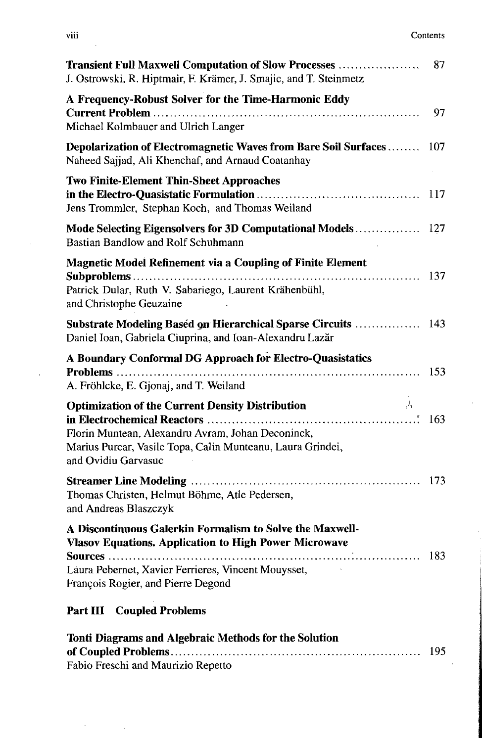**Transient Full Maxwell Computation of Slow Processes** ..................... 87
J. Ostrowski, R. Hiptmair, F. Krämer, J. Smajic, and T. Steinmetz

**A Frequency-Robust Solver for the Time-Harmonic Eddy Current Problem** ..................... 97
Michael Kolmbauer and Ulrich Langer

**Depolarization of Electromagnetic Waves from Bare Soil Surfaces** ........ 107
Naheed Sajjad, Ali Khenchaf, and Arnaud Coatanhay

**Two Finite-Element Thin-Sheet Approaches in the Electro-Quasistatic Formulation** ..................... 117
Jens Trommler, Stephan Koch, and Thomas Weiland

**Mode Selecting Eigensolvers for 3D Computational Models** ................ 127
Bastian Bandlow and Rolf Schuhmann

**Magnetic Model Refinement via a Coupling of Finite Element Subproblems** ..................... 137
Patrick Dular, Ruth V. Sabariego, Laurent Krähenbühl, and Christophe Geuzaine

**Substrate Modeling Based on Hierarchical Sparse Circuits** ................ 143
Daniel Ioan, Gabriela Ciuprina, and Ioan-Alexandru Lazăr

**A Boundary Conformal DG Approach for Electro-Quasistatics Problems** ..................... 153
A. Fröhlcke, E. Gjonaj, and T. Weiland

**Optimization of the Current Density Distribution in Electrochemical Reactors** ..................... 163
Florin Muntean, Alexandru Avram, Johan Deconinck, Marius Purcar, Vasile Topa, Calin Munteanu, Laura Grindei, and Ovidiu Garvasuc

**Streamer Line Modeling** ..................... 173
Thomas Christen, Helmut Böhme, Atle Pedersen, and Andreas Blaszczyk

**A Discontinuous Galerkin Formalism to Solve the Maxwell-Vlasov Equations. Application to High Power Microwave Sources** ..................... 183
Laura Pebernet, Xavier Ferrieres, Vincent Mouysset, François Rogier, and Pierre Degond

## Part III Coupled Problems

**Tonti Diagrams and Algebraic Methods for the Solution of Coupled Problems** ..................... 195
Fabio Freschi and Maurizio Repetto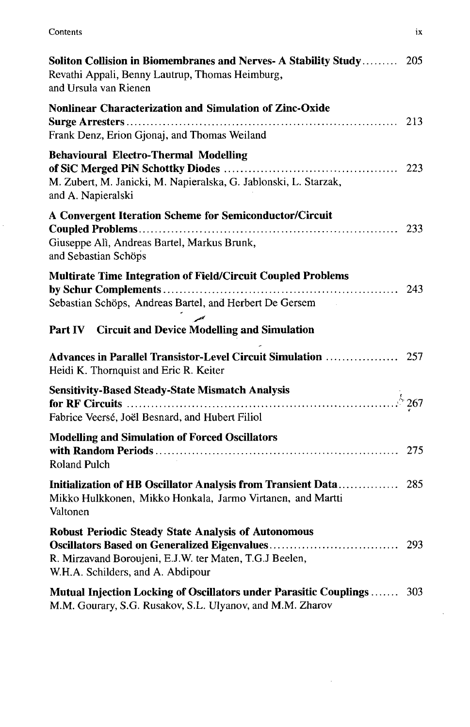**Soliton Collision in Biomembranes and Nerves- A Stability Study** ......... 205
Revathi Appali, Benny Lautrup, Thomas Heimburg, and Ursula van Rienen

**Nonlinear Characterization and Simulation of Zinc-Oxide Surge Arresters** ......... 213
Frank Denz, Erion Gjonaj, and Thomas Weiland

**Behavioural Electro-Thermal Modelling of SiC Merged PiN Schottky Diodes** ......... 223
M. Zubert, M. Janicki, M. Napieralska, G. Jablonski, L. Starzak, and A. Napieralski

**A Convergent Iteration Scheme for Semiconductor/Circuit Coupled Problems** ......... 233
Giuseppe Alì, Andreas Bartel, Markus Brunk, and Sebastian Schöps

**Multirate Time Integration of Field/Circuit Coupled Problems by Schur Complements** ......... 243
Sebastian Schöps, Andreas Bartel, and Herbert De Gersem

## Part IV Circuit and Device Modelling and Simulation

**Advances in Parallel Transistor-Level Circuit Simulation** ......... 257
Heidi K. Thornquist and Eric R. Keiter

**Sensitivity-Based Steady-State Mismatch Analysis for RF Circuits** ......... 267
Fabrice Veersé, Joël Besnard, and Hubert Filiol

**Modelling and Simulation of Forced Oscillators with Random Periods** ......... 275
Roland Pulch

**Initialization of HB Oscillator Analysis from Transient Data** ......... 285
Mikko Hulkkonen, Mikko Honkala, Jarmo Virtanen, and Martti Valtonen

**Robust Periodic Steady State Analysis of Autonomous Oscillators Based on Generalized Eigenvalues** ......... 293
R. Mirzavand Boroujeni, E.J.W. ter Maten, T.G.J Beelen, W.H.A. Schilders, and A. Abdipour

**Mutual Injection Locking of Oscillators under Parasitic Couplings** ......... 303
M.M. Gourary, S.G. Rusakov, S.L. Ulyanov, and M.M. Zharov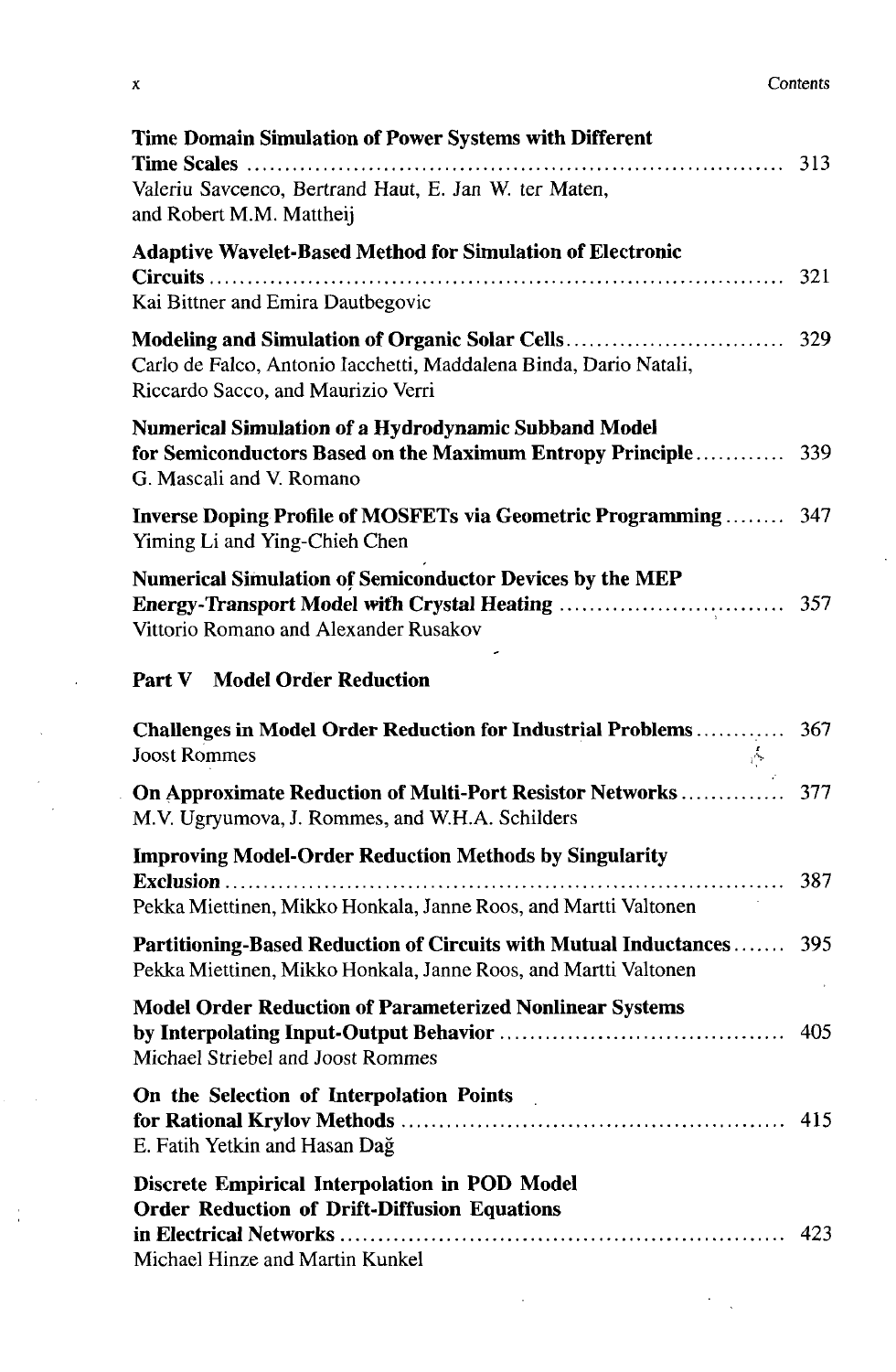**Time Domain Simulation of Power Systems with Different Time Scales** ........ 313
Valeriu Savcenco, Bertrand Haut, E. Jan W. ter Maten, and Robert M.M. Mattheij

**Adaptive Wavelet-Based Method for Simulation of Electronic Circuits** ........ 321
Kai Bittner and Emira Dautbegovic

**Modeling and Simulation of Organic Solar Cells** ........ 329
Carlo de Falco, Antonio Iacchetti, Maddalena Binda, Dario Natali, Riccardo Sacco, and Maurizio Verri

**Numerical Simulation of a Hydrodynamic Subband Model for Semiconductors Based on the Maximum Entropy Principle** ........ 339
G. Mascali and V. Romano

**Inverse Doping Profile of MOSFETs via Geometric Programming** ........ 347
Yiming Li and Ying-Chieh Chen

**Numerical Simulation of Semiconductor Devices by the MEP Energy-Transport Model with Crystal Heating** ........ 357
Vittorio Romano and Alexander Rusakov

## Part V Model Order Reduction

**Challenges in Model Order Reduction for Industrial Problems** ........ 367
Joost Rommes

**On Approximate Reduction of Multi-Port Resistor Networks** ........ 377
M.V. Ugryumova, J. Rommes, and W.H.A. Schilders

**Improving Model-Order Reduction Methods by Singularity Exclusion** ........ 387
Pekka Miettinen, Mikko Honkala, Janne Roos, and Martti Valtonen

**Partitioning-Based Reduction of Circuits with Mutual Inductances** ........ 395
Pekka Miettinen, Mikko Honkala, Janne Roos, and Martti Valtonen

**Model Order Reduction of Parameterized Nonlinear Systems by Interpolating Input-Output Behavior** ........ 405
Michael Striebel and Joost Rommes

**On the Selection of Interpolation Points for Rational Krylov Methods** ........ 415
E. Fatih Yetkin and Hasan Dağ

**Discrete Empirical Interpolation in POD Model Order Reduction of Drift-Diffusion Equations in Electrical Networks** ........ 423
Michael Hinze and Martin Kunkel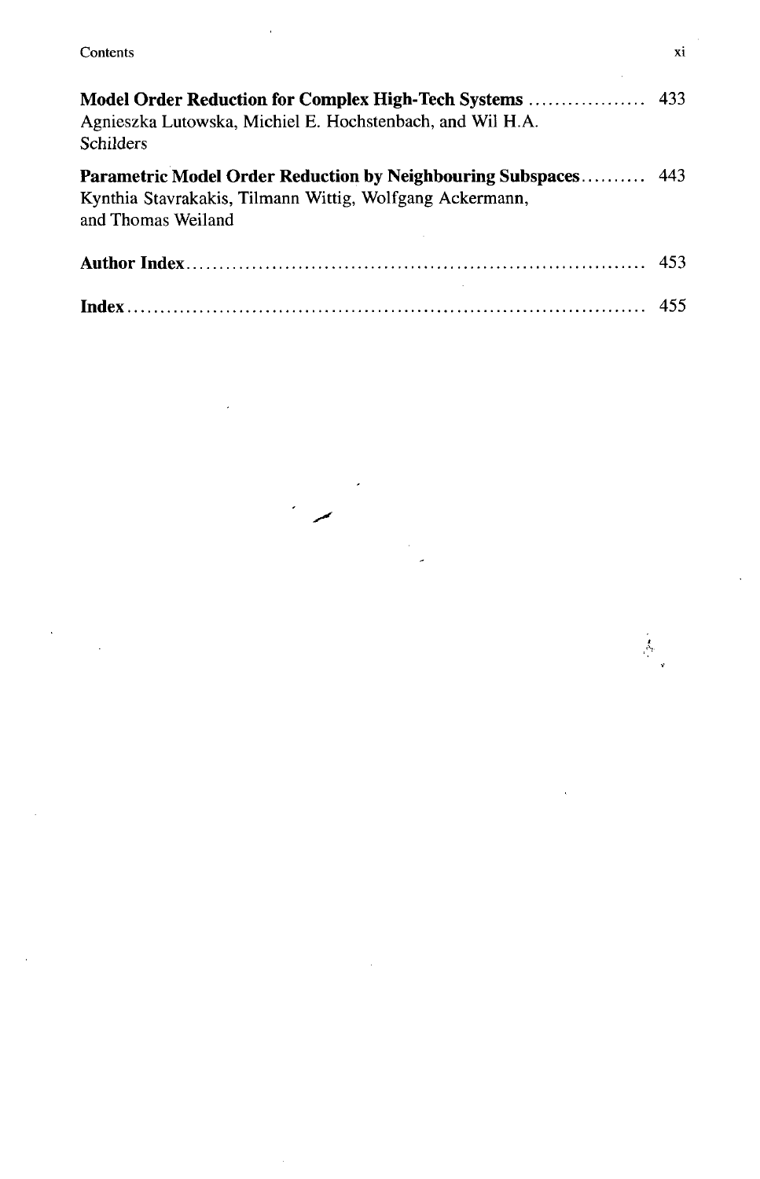**Model Order Reduction for Complex High-Tech Systems** .................. 433
Agnieszka Lutowska, Michiel E. Hochstenbach, and Wil H.A. Schilders

**Parametric Model Order Reduction by Neighbouring Subspaces** .......... 443
Kynthia Stavrakakis, Tilmann Wittig, Wolfgang Ackermann, and Thomas Weiland

**Author Index** .................................................................... 453

**Index** .............................................................................. 455